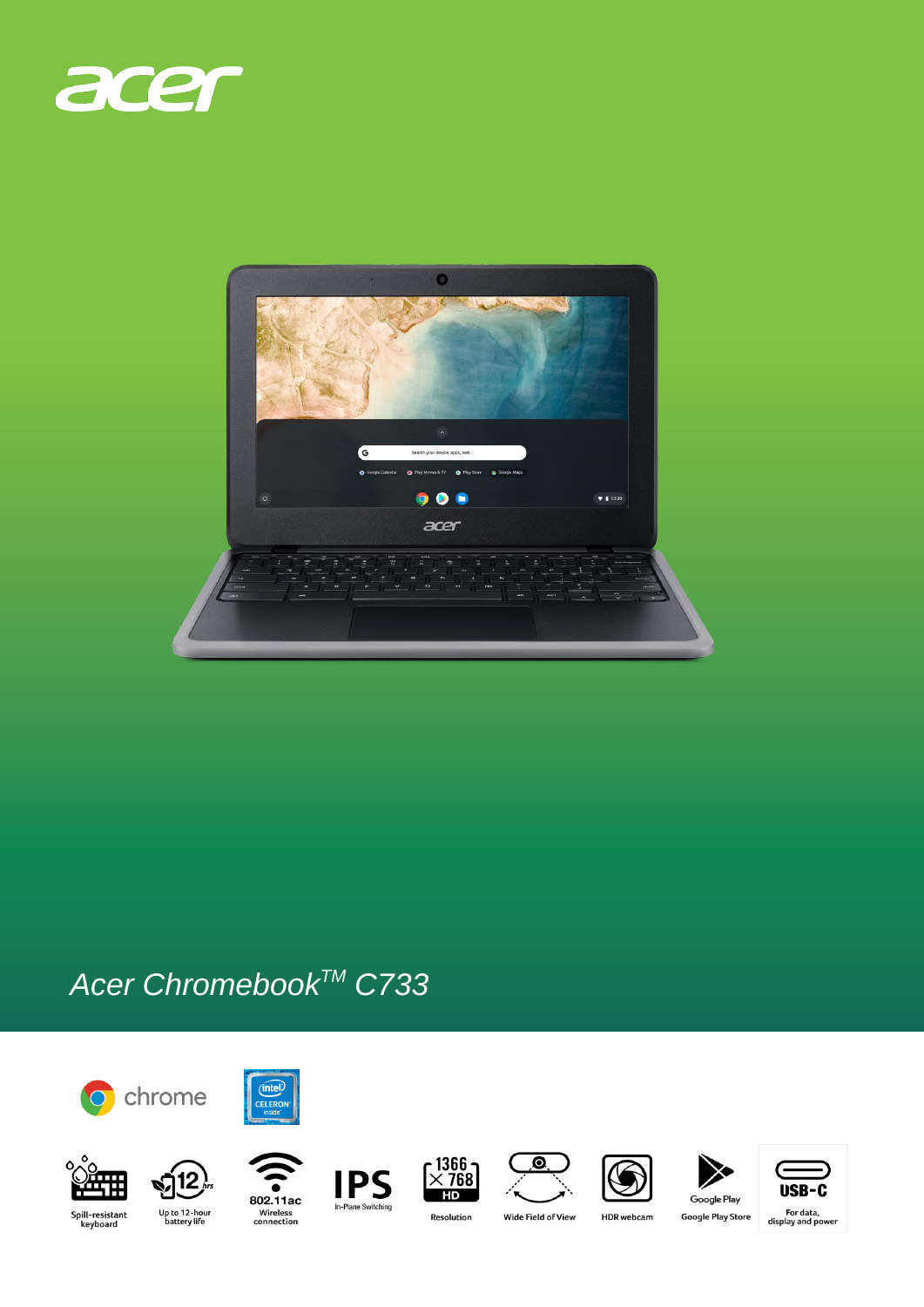acer

# Acer Chromebook™ C733

chrome

intel CELERON inside

- Spill-resistant keyboard
- 12 hrs — Up to 12-hour battery life
- 802.11ac Wireless connection
- IPS In-Plane Switching
- 1366 × 768 HD — Resolution
- Wide Field of View
- HDR webcam
- Google Play — Google Play Store
- USB-C — For data, display and power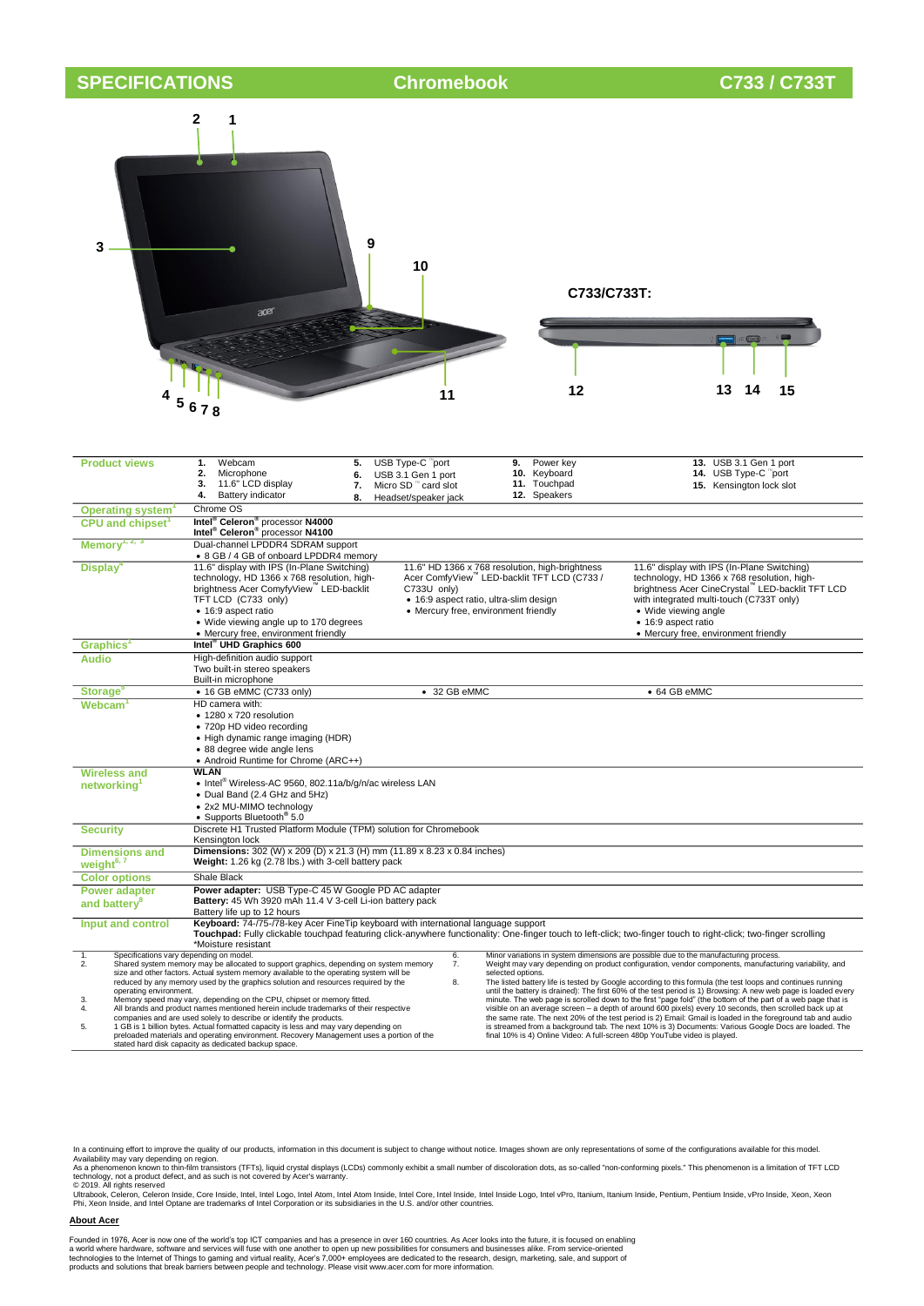# SPECIFICATIONS Chromebook C733 / C733T

2 1

3

9

10

C733/C733T:

4 5 6 7 8

11

12

13 14 15

| | | | |
|---|---|---|---|
| **Product views** | 1. Webcam<br>2. Microphone<br>3. 11.6" LCD display<br>4. Battery indicator<br>5. USB Type-C ™port<br>6. USB 3.1 Gen 1 port<br>7. Micro SD ™ card slot<br>8. Headset/speaker jack | 9. Power key<br>10. Keyboard<br>11. Touchpad<br>12. Speakers | 13. USB 3.1 Gen 1 port<br>14. USB Type-C ™port<br>15. Kensington lock slot |
| **Operating system**[1] | Chrome OS | | |
| **CPU and chipset**[1] | **Intel® Celeron® processor N4000**<br>**Intel® Celeron® processor N4100** | | |
| **Memory**[1, 2, 3] | Dual-channel LPDDR4 SDRAM support<br>• 8 GB / 4 GB of onboard LPDDR4 memory | | |
| **Display**[4] | 11.6" display with IPS (In-Plane Switching) technology, HD 1366 x 768 resolution, high-brightness Acer ComfyView™ LED-backlit TFT LCD (C733 only)<br>• 16:9 aspect ratio<br>• Wide viewing angle up to 170 degrees<br>• Mercury free, environment friendly | 11.6" HD 1366 x 768 resolution, high-brightness Acer ComfyView™ LED-backlit TFT LCD (C733 / C733U only)<br>• 16:9 aspect ratio, ultra-slim design<br>• Mercury free, environment friendly | 11.6" display with IPS (In-Plane Switching) technology, HD 1366 x 768 resolution, high-brightness Acer CineCrystal™ LED-backlit TFT LCD with integrated multi-touch (C733T only)<br>• Wide viewing angle<br>• 16:9 aspect ratio<br>• Mercury free, environment friendly |
| **Graphics**[4] | **Intel® UHD Graphics 600** | | |
| **Audio** | High-definition audio support<br>Two built-in stereo speakers<br>Built-in microphone | | |
| **Storage**[5] | • 16 GB eMMC (C733 only) | • 32 GB eMMC | • 64 GB eMMC |
| **Webcam**[1] | HD camera with:<br>• 1280 x 720 resolution<br>• 720p HD video recording<br>• High dynamic range imaging (HDR)<br>• 88 degree wide angle lens<br>• Android Runtime for Chrome (ARC++) | | |
| **Wireless and networking**[1] | **WLAN**<br>• Intel® Wireless-AC 9560, 802.11a/b/g/n/ac wireless LAN<br>• Dual Band (2.4 GHz and 5Hz)<br>• 2x2 MU-MIMO technology<br>• Supports Bluetooth® 5.0 | | |
| **Security** | Discrete H1 Trusted Platform Module (TPM) solution for Chromebook<br>Kensington lock | | |
| **Dimensions and weight**[6, 7] | **Dimensions:** 302 (W) x 209 (D) x 21.3 (H) mm (11.89 x 8.23 x 0.84 inches)<br>**Weight:** 1.26 kg (2.78 lbs.) with 3-cell battery pack | | |
| **Color options** | Shale Black | | |
| **Power adapter and battery**[8] | **Power adapter:** USB Type-C 45 W Google PD AC adapter<br>**Battery:** 45 Wh 3920 mAh 11.4 V 3-cell Li-ion battery pack<br>Battery life up to 12 hours | | |
| **Input and control** | **Keyboard:** 74-/75-/78-key Acer FineTip keyboard with international language support<br>**Touchpad:** Fully clickable touchpad featuring click-anywhere functionality: One-finger touch to left-click; two-finger touch to right-click; two-finger scrolling<br>*Moisture resistant | | |

1. Specifications vary depending on model.
2. Shared system memory may be allocated to support graphics, depending on system memory size and other factors. Actual system memory available to the operating system will be reduced by any memory used by the graphics solution and resources required by the operating environment.
3. Memory speed may vary, depending on the CPU, chipset or memory fitted.
4. All brands and product names mentioned herein include trademarks of their respective companies and are used solely to describe or identify the products.
5. 1 GB is 1 billion bytes. Actual formatted capacity is less and may vary depending on preloaded materials and operating environment. Recovery Management uses a portion of the stated hard disk capacity as dedicated backup space.
6. Minor variations in system dimensions are possible due to the manufacturing process.
7. Weight may vary depending on product configuration, vendor components, manufacturing variability, and selected options.
8. The listed battery life is tested by Google according to this formula (the test loops and continues running until the battery is drained): The first 60% of the test period is 1) Browsing: A new web page is loaded every minute. The web page is scrolled down to the first "page fold" (the bottom of the part of a web page that is visible on an average screen – a depth of around 600 pixels) every 10 seconds, then scrolled back up at the same rate. The next 20% of the test period is 2) Email: Gmail is loaded in the foreground tab and audio is streamed from a background tab. The next 10% is 3) Documents: Various Google Docs are loaded. The final 10% is 4) Online Video: A full-screen 480p YouTube video is played.

In a continuing effort to improve the quality of our products, information in this document is subject to change without notice. Images shown are only representations of some of the configurations available for this model.
Availability may vary depending on region.
As a phenomenon known to thin-film transistors (TFTs), liquid crystal displays (LCDs) commonly exhibit a small number of discoloration dots, as so-called "non-conforming pixels." This phenomenon is a limitation of TFT LCD technology, not a product defect, and as such is not covered by Acer's warranty.
© 2019. All rights reserved
Ultrabook, Celeron, Celeron Inside, Core Inside, Intel, Intel Logo, Intel Atom, Intel Atom Inside, Intel Core, Intel Inside, Intel Inside Logo, Intel vPro, Itanium, Itanium Inside, Pentium, Pentium Inside, vPro Inside, Xeon, Xeon Phi, Xeon Inside, and Intel Optane are trademarks of Intel Corporation or its subsidiaries in the U.S. and/or other countries.

**About Acer**

Founded in 1976, Acer is now one of the world's top ICT companies and has a presence in over 160 countries. As Acer looks into the future, it is focused on enabling a world where hardware, software and services will fuse with one another to open up new possibilities for consumers and businesses alike. From service-oriented technologies to the Internet of Things to gaming and virtual reality, Acer's 7,000+ employees are dedicated to the research, design, marketing, sale, and support of products and solutions that break barriers between people and technology. Please visit www.acer.com for more information.